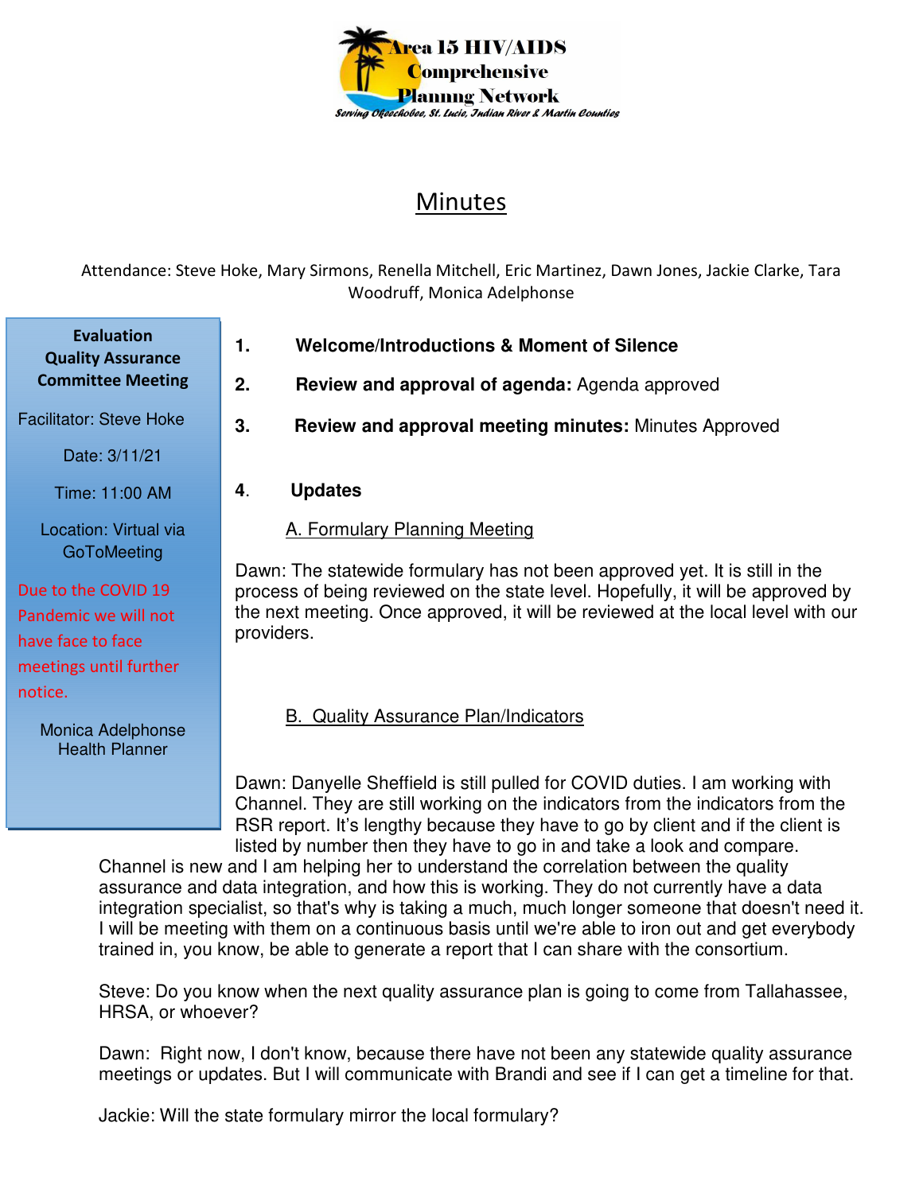Area 15 HIV/AIDS Comprehensive Planning Network

*Serving Okeechobee, St. Lucie, Indian River & Martin Counties*

# Minutes

Attendance: Steve Hoke, Mary Sirmons, Renella Mitchell, Eric Martinez, Dawn Jones, Jackie Clarke, Tara Woodruff, Monica Adelphonse

**Evaluation Quality Assurance Committee Meeting**

Facilitator: Steve Hoke

Date: 3/11/21

Time: 11:00 AM

Location: Virtual via GoToMeeting

Due to the COVID 19 Pandemic we will not have face to face meetings until further notice.

Monica Adelphonse
Health Planner

1. **Welcome/Introductions & Moment of Silence**
2. **Review and approval of agenda:** Agenda approved
3. **Review and approval meeting minutes:** Minutes Approved
4. **Updates**

A. Formulary Planning Meeting

Dawn: The statewide formulary has not been approved yet. It is still in the process of being reviewed on the state level. Hopefully, it will be approved by the next meeting. Once approved, it will be reviewed at the local level with our providers.

B. Quality Assurance Plan/Indicators

Dawn: Danyelle Sheffield is still pulled for COVID duties. I am working with Channel. They are still working on the indicators from the indicators from the RSR report. It's lengthy because they have to go by client and if the client is listed by number then they have to go in and take a look and compare. Channel is new and I am helping her to understand the correlation between the quality assurance and data integration, and how this is working. They do not currently have a data integration specialist, so that's why is taking a much, much longer someone that doesn't need it. I will be meeting with them on a continuous basis until we're able to iron out and get everybody trained in, you know, be able to generate a report that I can share with the consortium.

Steve: Do you know when the next quality assurance plan is going to come from Tallahassee, HRSA, or whoever?

Dawn: Right now, I don't know, because there have not been any statewide quality assurance meetings or updates. But I will communicate with Brandi and see if I can get a timeline for that.

Jackie: Will the state formulary mirror the local formulary?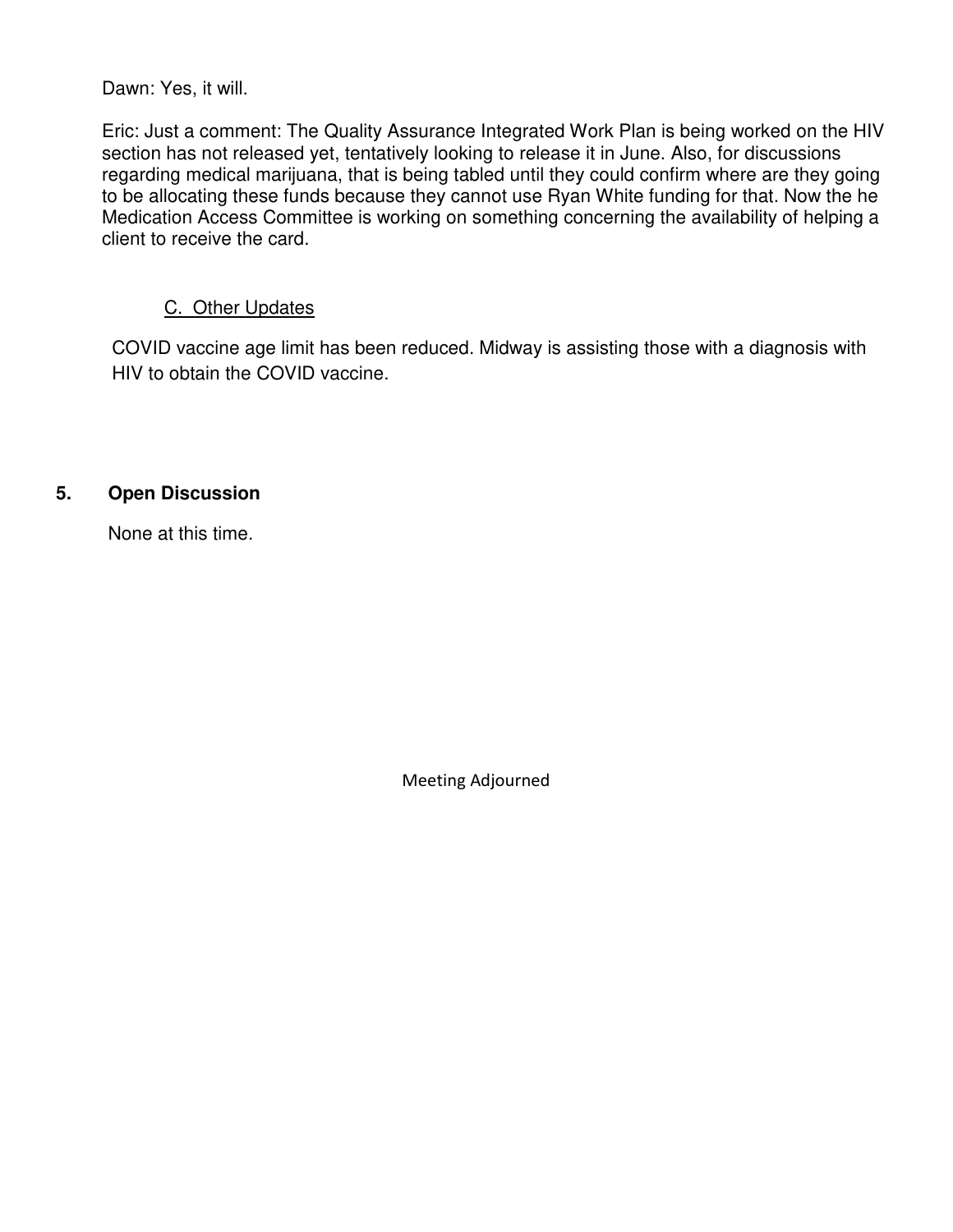Dawn: Yes, it will.

Eric: Just a comment: The Quality Assurance Integrated Work Plan is being worked on the HIV section has not released yet, tentatively looking to release it in June. Also, for discussions regarding medical marijuana, that is being tabled until they could confirm where are they going to be allocating these funds because they cannot use Ryan White funding for that. Now the he Medication Access Committee is working on something concerning the availability of helping a client to receive the card.

C. Other Updates

COVID vaccine age limit has been reduced. Midway is assisting those with a diagnosis with HIV to obtain the COVID vaccine.

**5. Open Discussion**

None at this time.

Meeting Adjourned